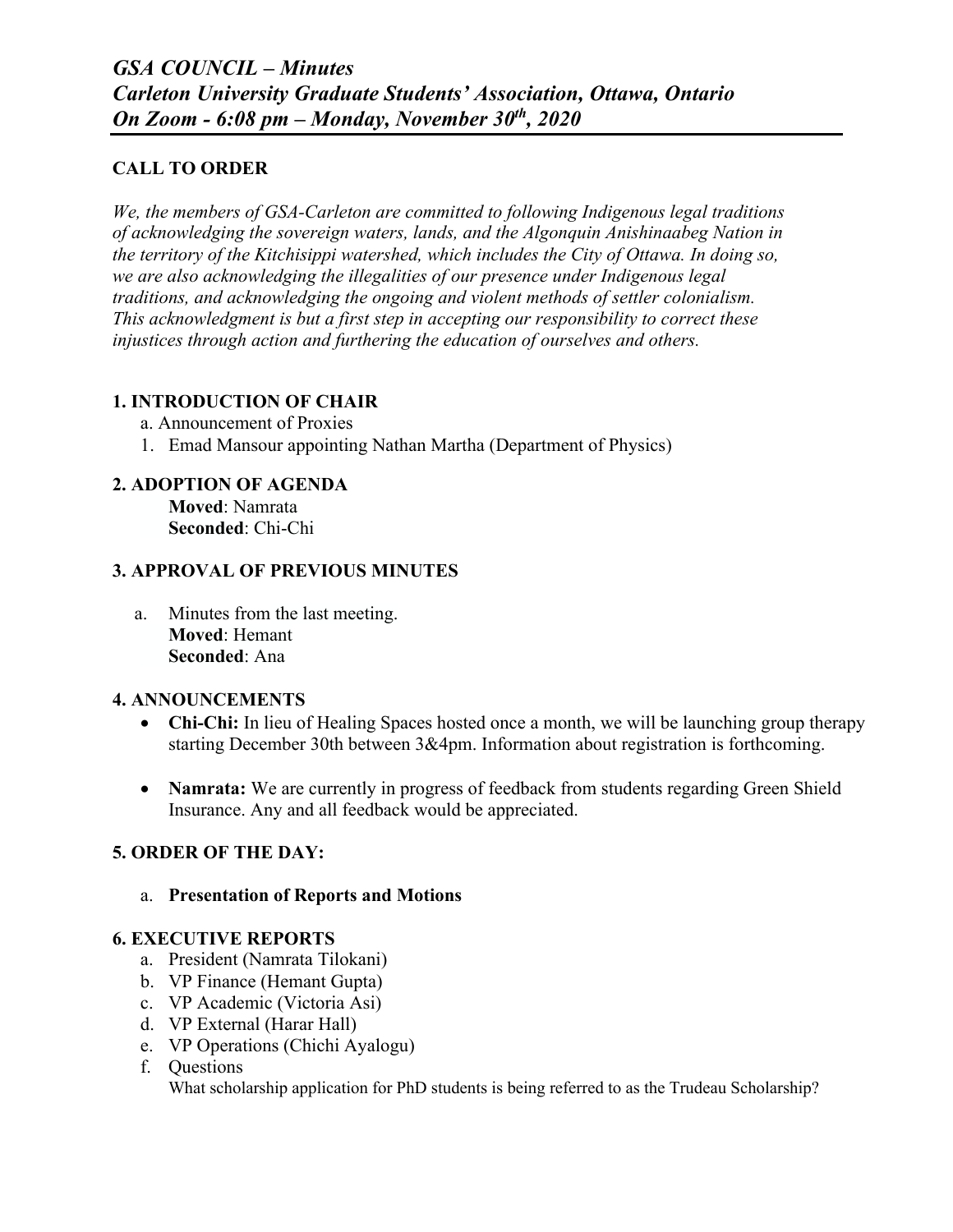# *GSA COUNCIL – Minutes*
# *Carleton University Graduate Students' Association, Ottawa, Ontario*
# *On Zoom - 6:08 pm – Monday, November 30th, 2020*

## CALL TO ORDER

*We, the members of GSA-Carleton are committed to following Indigenous legal traditions of acknowledging the sovereign waters, lands, and the Algonquin Anishinaabeg Nation in the territory of the Kitchisippi watershed, which includes the City of Ottawa. In doing so, we are also acknowledging the illegalities of our presence under Indigenous legal traditions, and acknowledging the ongoing and violent methods of settler colonialism. This acknowledgment is but a first step in accepting our responsibility to correct these injustices through action and furthering the education of ourselves and others.*

## 1. INTRODUCTION OF CHAIR

a. Announcement of Proxies

1. Emad Mansour appointing Nathan Martha (Department of Physics)

## 2. ADOPTION OF AGENDA

**Moved**: Namrata
**Seconded**: Chi-Chi

## 3. APPROVAL OF PREVIOUS MINUTES

a. Minutes from the last meeting.
**Moved**: Hemant
**Seconded**: Ana

## 4. ANNOUNCEMENTS

- **Chi-Chi:** In lieu of Healing Spaces hosted once a month, we will be launching group therapy starting December 30th between 3&4pm. Information about registration is forthcoming.

- **Namrata:** We are currently in progress of feedback from students regarding Green Shield Insurance. Any and all feedback would be appreciated.

## 5. ORDER OF THE DAY:

a. **Presentation of Reports and Motions**

## 6. EXECUTIVE REPORTS

a. President (Namrata Tilokani)
b. VP Finance (Hemant Gupta)
c. VP Academic (Victoria Asi)
d. VP External (Harar Hall)
e. VP Operations (Chichi Ayalogu)
f. Questions
What scholarship application for PhD students is being referred to as the Trudeau Scholarship?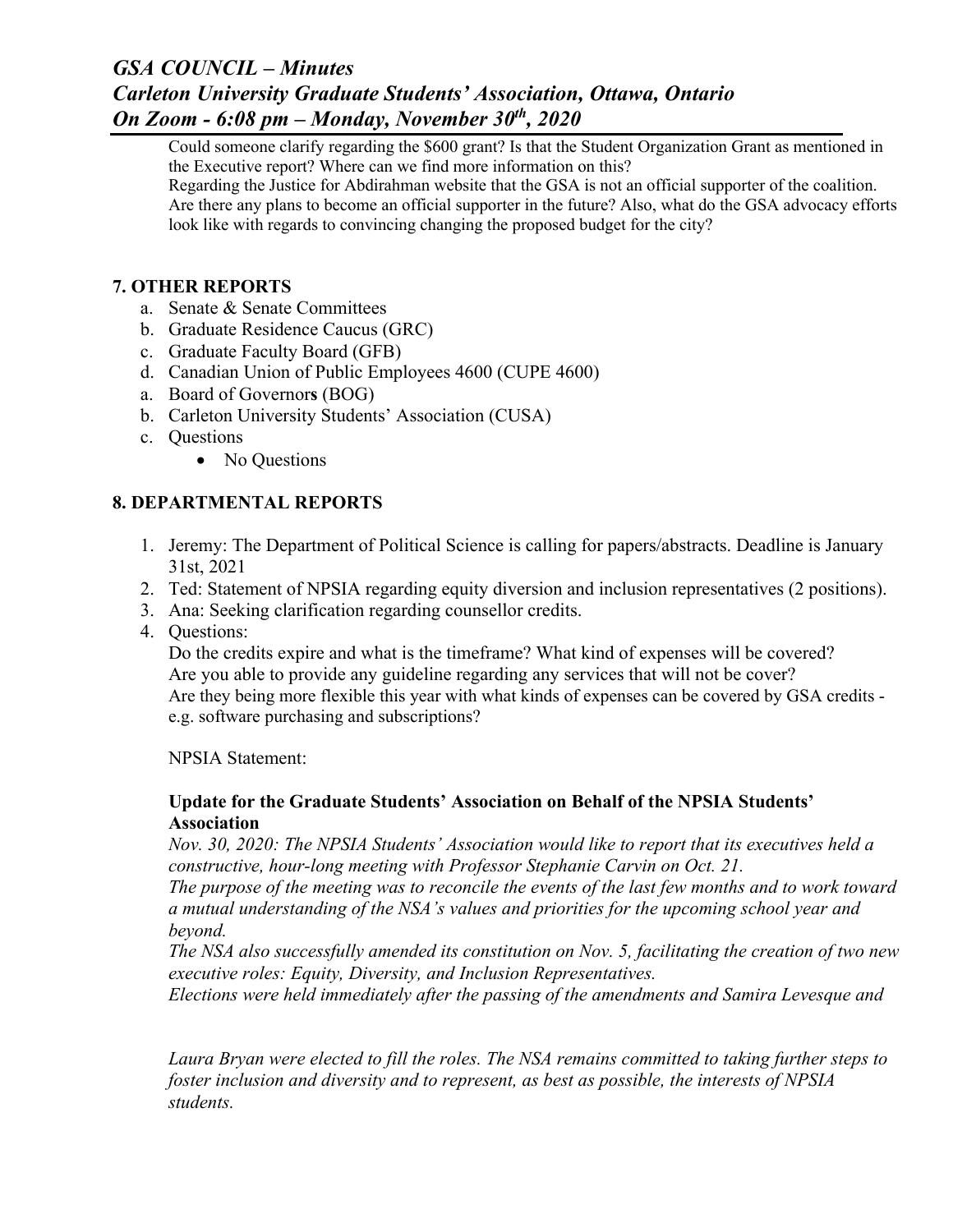Could someone clarify regarding the $600 grant? Is that the Student Organization Grant as mentioned in the Executive report? Where can we find more information on this?
Regarding the Justice for Abdirahman website that the GSA is not an official supporter of the coalition. Are there any plans to become an official supporter in the future? Also, what do the GSA advocacy efforts look like with regards to convincing changing the proposed budget for the city?

## 7. OTHER REPORTS

a. Senate & Senate Committees
b. Graduate Residence Caucus (GRC)
c. Graduate Faculty Board (GFB)
d. Canadian Union of Public Employees 4600 (CUPE 4600)
a. Board of Governor**s** (BOG)
b. Carleton University Students' Association (CUSA)
c. Questions
   - No Questions

## 8. DEPARTMENTAL REPORTS

1. Jeremy: The Department of Political Science is calling for papers/abstracts. Deadline is January 31st, 2021
2. Ted: Statement of NPSIA regarding equity diversion and inclusion representatives (2 positions).
3. Ana: Seeking clarification regarding counsellor credits.
4. Questions:
   Do the credits expire and what is the timeframe? What kind of expenses will be covered?
   Are you able to provide any guideline regarding any services that will not be cover?
   Are they being more flexible this year with what kinds of expenses can be covered by GSA credits - e.g. software purchasing and subscriptions?

   NPSIA Statement:

   **Update for the Graduate Students' Association on Behalf of the NPSIA Students' Association**

   *Nov. 30, 2020: The NPSIA Students' Association would like to report that its executives held a constructive, hour-long meeting with Professor Stephanie Carvin on Oct. 21.*
   *The purpose of the meeting was to reconcile the events of the last few months and to work toward a mutual understanding of the NSA's values and priorities for the upcoming school year and beyond.*
   *The NSA also successfully amended its constitution on Nov. 5, facilitating the creation of two new executive roles: Equity, Diversity, and Inclusion Representatives.*
   *Elections were held immediately after the passing of the amendments and Samira Levesque and Laura Bryan were elected to fill the roles. The NSA remains committed to taking further steps to foster inclusion and diversity and to represent, as best as possible, the interests of NPSIA students.*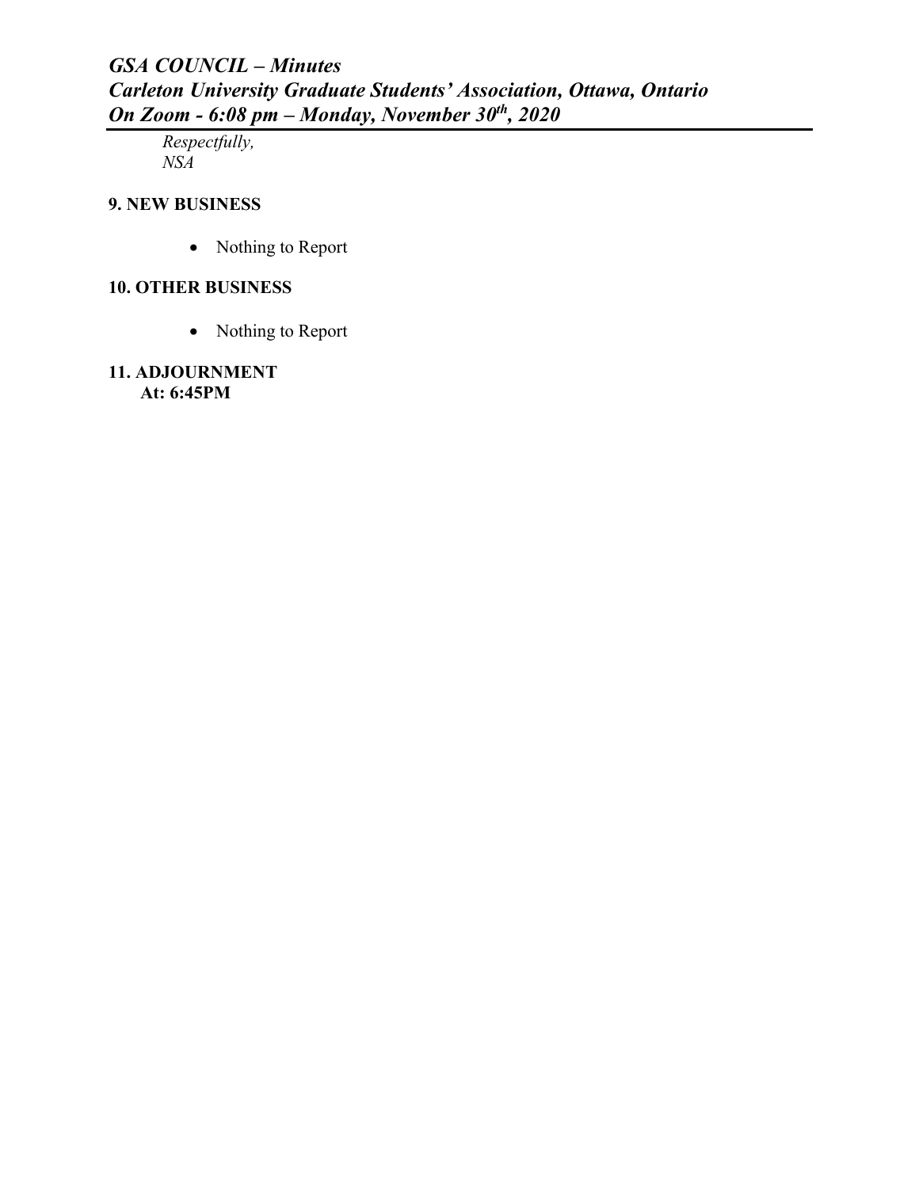*Respectfully,*
*NSA*

**9. NEW BUSINESS**

- Nothing to Report

**10. OTHER BUSINESS**

- Nothing to Report

**11. ADJOURNMENT**
**At: 6:45PM**